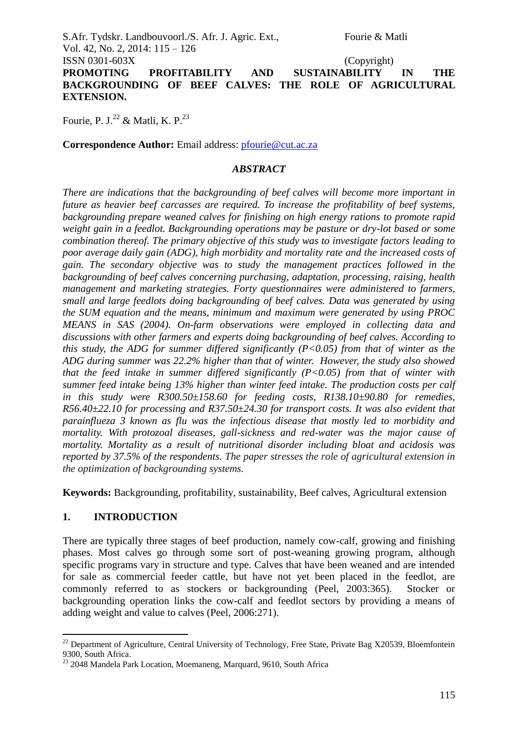# PROMOTING PROFITABILITY AND SUSTAINABILITY IN THE BACKGROUNDING OF BEEF CALVES: THE ROLE OF AGRICULTURAL EXTENSION.

Fourie, P. J.[22] & Matli, K. P.[23]

**Correspondence Author:** Email address: pfourie@cut.ac.za

## *ABSTRACT*

*There are indications that the backgrounding of beef calves will become more important in future as heavier beef carcasses are required. To increase the profitability of beef systems, backgrounding prepare weaned calves for finishing on high energy rations to promote rapid weight gain in a feedlot. Backgrounding operations may be pasture or dry-lot based or some combination thereof. The primary objective of this study was to investigate factors leading to poor average daily gain (ADG), high morbidity and mortality rate and the increased costs of gain. The secondary objective was to study the management practices followed in the backgrounding of beef calves concerning purchasing, adaptation, processing, raising, health management and marketing strategies. Forty questionnaires were administered to farmers, small and large feedlots doing backgrounding of beef calves. Data was generated by using the SUM equation and the means, minimum and maximum were generated by using PROC MEANS in SAS (2004). On-farm observations were employed in collecting data and discussions with other farmers and experts doing backgrounding of beef calves. According to this study, the ADG for summer differed significantly ($P<0.05$) from that of winter as the ADG during summer was 22.2% higher than that of winter. However, the study also showed that the feed intake in summer differed significantly ($P<0.05$) from that of winter with summer feed intake being 13% higher than winter feed intake. The production costs per calf in this study were R300.50±158.60 for feeding costs, R138.10±90.80 for remedies, R56.40±22.10 for processing and R37.50±24.30 for transport costs. It was also evident that parainflueza 3 known as flu was the infectious disease that mostly led to morbidity and mortality. With protozoal diseases, gall-sickness and red-water was the major cause of mortality. Mortality as a result of nutritional disorder including bloat and acidosis was reported by 37.5% of the respondents. The paper stresses the role of agricultural extension in the optimization of backgrounding systems.*

**Keywords:** Backgrounding, profitability, sustainability, Beef calves, Agricultural extension

## 1. INTRODUCTION

There are typically three stages of beef production, namely cow-calf, growing and finishing phases. Most calves go through some sort of post-weaning growing program, although specific programs vary in structure and type. Calves that have been weaned and are intended for sale as commercial feeder cattle, but have not yet been placed in the feedlot, are commonly referred to as stockers or backgrounding (Peel, 2003:365). Stocker or backgrounding operation links the cow-calf and feedlot sectors by providing a means of adding weight and value to calves (Peel, 2006:271).

---

[22] Department of Agriculture, Central University of Technology, Free State, Private Bag X20539, Bloemfontein 9300, South Africa.

[23] 2048 Mandela Park Location, Moemaneng, Marquard, 9610, South Africa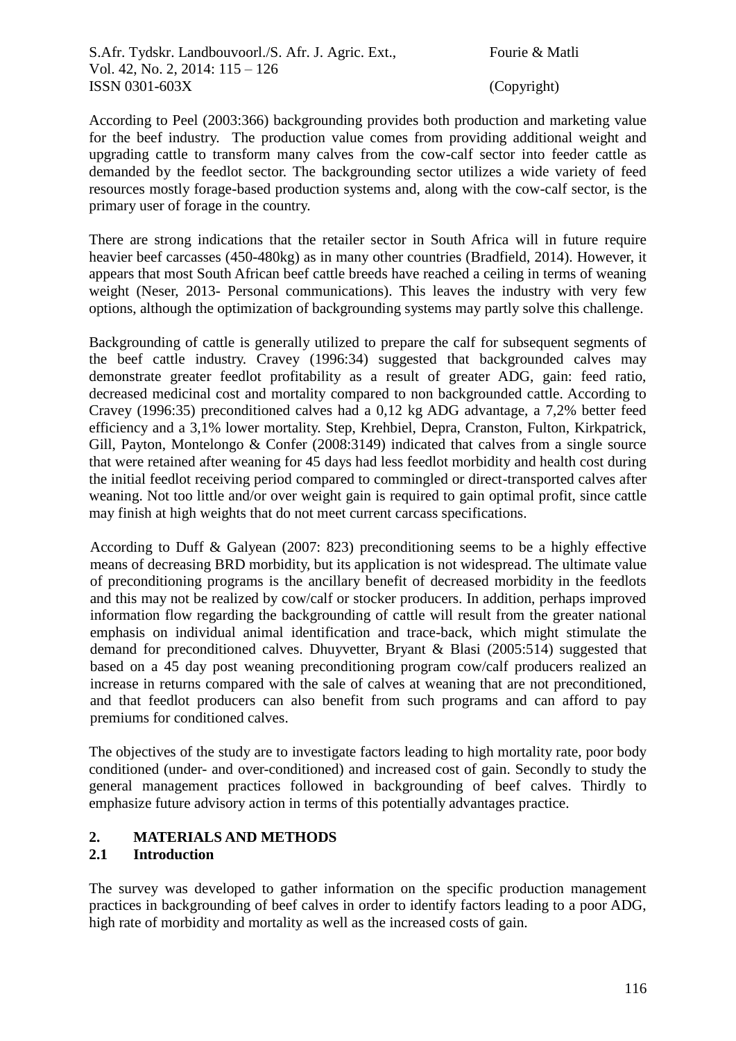According to Peel (2003:366) backgrounding provides both production and marketing value for the beef industry. The production value comes from providing additional weight and upgrading cattle to transform many calves from the cow-calf sector into feeder cattle as demanded by the feedlot sector. The backgrounding sector utilizes a wide variety of feed resources mostly forage-based production systems and, along with the cow-calf sector, is the primary user of forage in the country.

There are strong indications that the retailer sector in South Africa will in future require heavier beef carcasses (450-480kg) as in many other countries (Bradfield, 2014). However, it appears that most South African beef cattle breeds have reached a ceiling in terms of weaning weight (Neser, 2013- Personal communications). This leaves the industry with very few options, although the optimization of backgrounding systems may partly solve this challenge.

Backgrounding of cattle is generally utilized to prepare the calf for subsequent segments of the beef cattle industry. Cravey (1996:34) suggested that backgrounded calves may demonstrate greater feedlot profitability as a result of greater ADG, gain: feed ratio, decreased medicinal cost and mortality compared to non backgrounded cattle. According to Cravey (1996:35) preconditioned calves had a 0,12 kg ADG advantage, a 7,2% better feed efficiency and a 3,1% lower mortality. Step, Krehbiel, Depra, Cranston, Fulton, Kirkpatrick, Gill, Payton, Montelongo & Confer (2008:3149) indicated that calves from a single source that were retained after weaning for 45 days had less feedlot morbidity and health cost during the initial feedlot receiving period compared to commingled or direct-transported calves after weaning. Not too little and/or over weight gain is required to gain optimal profit, since cattle may finish at high weights that do not meet current carcass specifications.

According to Duff & Galyean (2007: 823) preconditioning seems to be a highly effective means of decreasing BRD morbidity, but its application is not widespread. The ultimate value of preconditioning programs is the ancillary benefit of decreased morbidity in the feedlots and this may not be realized by cow/calf or stocker producers. In addition, perhaps improved information flow regarding the backgrounding of cattle will result from the greater national emphasis on individual animal identification and trace-back, which might stimulate the demand for preconditioned calves. Dhuyvetter, Bryant & Blasi (2005:514) suggested that based on a 45 day post weaning preconditioning program cow/calf producers realized an increase in returns compared with the sale of calves at weaning that are not preconditioned, and that feedlot producers can also benefit from such programs and can afford to pay premiums for conditioned calves.

The objectives of the study are to investigate factors leading to high mortality rate, poor body conditioned (under- and over-conditioned) and increased cost of gain. Secondly to study the general management practices followed in backgrounding of beef calves. Thirdly to emphasize future advisory action in terms of this potentially advantages practice.

## 2. MATERIALS AND METHODS

### 2.1 Introduction

The survey was developed to gather information on the specific production management practices in backgrounding of beef calves in order to identify factors leading to a poor ADG, high rate of morbidity and mortality as well as the increased costs of gain.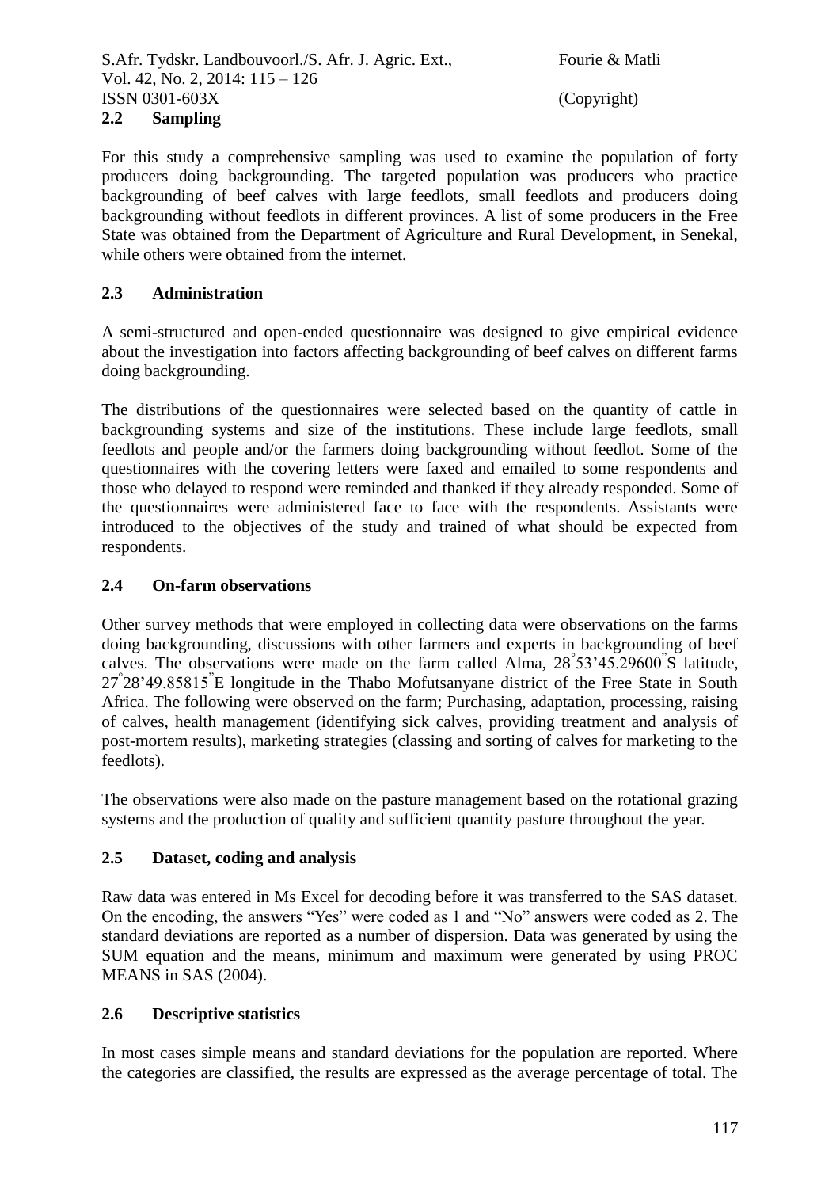## 2.2 Sampling

For this study a comprehensive sampling was used to examine the population of forty producers doing backgrounding. The targeted population was producers who practice backgrounding of beef calves with large feedlots, small feedlots and producers doing backgrounding without feedlots in different provinces. A list of some producers in the Free State was obtained from the Department of Agriculture and Rural Development, in Senekal, while others were obtained from the internet.

## 2.3 Administration

A semi-structured and open-ended questionnaire was designed to give empirical evidence about the investigation into factors affecting backgrounding of beef calves on different farms doing backgrounding.

The distributions of the questionnaires were selected based on the quantity of cattle in backgrounding systems and size of the institutions. These include large feedlots, small feedlots and people and/or the farmers doing backgrounding without feedlot. Some of the questionnaires with the covering letters were faxed and emailed to some respondents and those who delayed to respond were reminded and thanked if they already responded. Some of the questionnaires were administered face to face with the respondents. Assistants were introduced to the objectives of the study and trained of what should be expected from respondents.

## 2.4 On-farm observations

Other survey methods that were employed in collecting data were observations on the farms doing backgrounding, discussions with other farmers and experts in backgrounding of beef calves. The observations were made on the farm called Alma, 28°53'45.29600"S latitude, 27°28'49.85815"E longitude in the Thabo Mofutsanyane district of the Free State in South Africa. The following were observed on the farm; Purchasing, adaptation, processing, raising of calves, health management (identifying sick calves, providing treatment and analysis of post-mortem results), marketing strategies (classing and sorting of calves for marketing to the feedlots).

The observations were also made on the pasture management based on the rotational grazing systems and the production of quality and sufficient quantity pasture throughout the year.

## 2.5 Dataset, coding and analysis

Raw data was entered in Ms Excel for decoding before it was transferred to the SAS dataset. On the encoding, the answers "Yes" were coded as 1 and "No" answers were coded as 2. The standard deviations are reported as a number of dispersion. Data was generated by using the SUM equation and the means, minimum and maximum were generated by using PROC MEANS in SAS (2004).

## 2.6 Descriptive statistics

In most cases simple means and standard deviations for the population are reported. Where the categories are classified, the results are expressed as the average percentage of total. The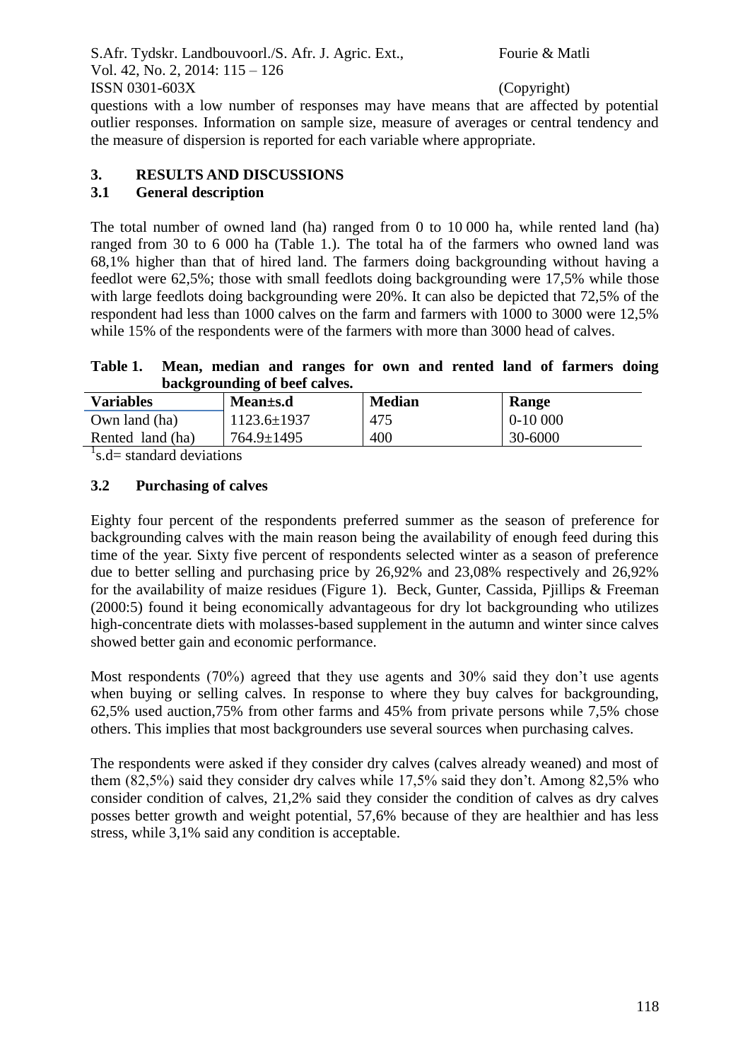questions with a low number of responses may have means that are affected by potential outlier responses. Information on sample size, measure of averages or central tendency and the measure of dispersion is reported for each variable where appropriate.

## 3. RESULTS AND DISCUSSIONS

### 3.1 General description

The total number of owned land (ha) ranged from 0 to 10 000 ha, while rented land (ha) ranged from 30 to 6 000 ha (Table 1.). The total ha of the farmers who owned land was 68,1% higher than that of hired land. The farmers doing backgrounding without having a feedlot were 62,5%; those with small feedlots doing backgrounding were 17,5% while those with large feedlots doing backgrounding were 20%. It can also be depicted that 72,5% of the respondent had less than 1000 calves on the farm and farmers with 1000 to 3000 were 12,5% while 15% of the respondents were of the farmers with more than 3000 head of calves.

**Table 1. Mean, median and ranges for own and rented land of farmers doing backgrounding of beef calves.**

| Variables | Mean±s.d | Median | Range |
|---|---|---|---|
| Own land (ha) | 1123.6±1937 | 475 | 0-10 000 |
| Rented land (ha) | 764.9±1495 | 400 | 30-6000 |

[1]s.d= standard deviations

### 3.2 Purchasing of calves

Eighty four percent of the respondents preferred summer as the season of preference for backgrounding calves with the main reason being the availability of enough feed during this time of the year. Sixty five percent of respondents selected winter as a season of preference due to better selling and purchasing price by 26,92% and 23,08% respectively and 26,92% for the availability of maize residues (Figure 1). Beck, Gunter, Cassida, Pjillips & Freeman (2000:5) found it being economically advantageous for dry lot backgrounding who utilizes high-concentrate diets with molasses-based supplement in the autumn and winter since calves showed better gain and economic performance.

Most respondents (70%) agreed that they use agents and 30% said they don't use agents when buying or selling calves. In response to where they buy calves for backgrounding, 62,5% used auction,75% from other farms and 45% from private persons while 7,5% chose others. This implies that most backgrounders use several sources when purchasing calves.

The respondents were asked if they consider dry calves (calves already weaned) and most of them (82,5%) said they consider dry calves while 17,5% said they don't. Among 82,5% who consider condition of calves, 21,2% said they consider the condition of calves as dry calves posses better growth and weight potential, 57,6% because of they are healthier and has less stress, while 3,1% said any condition is acceptable.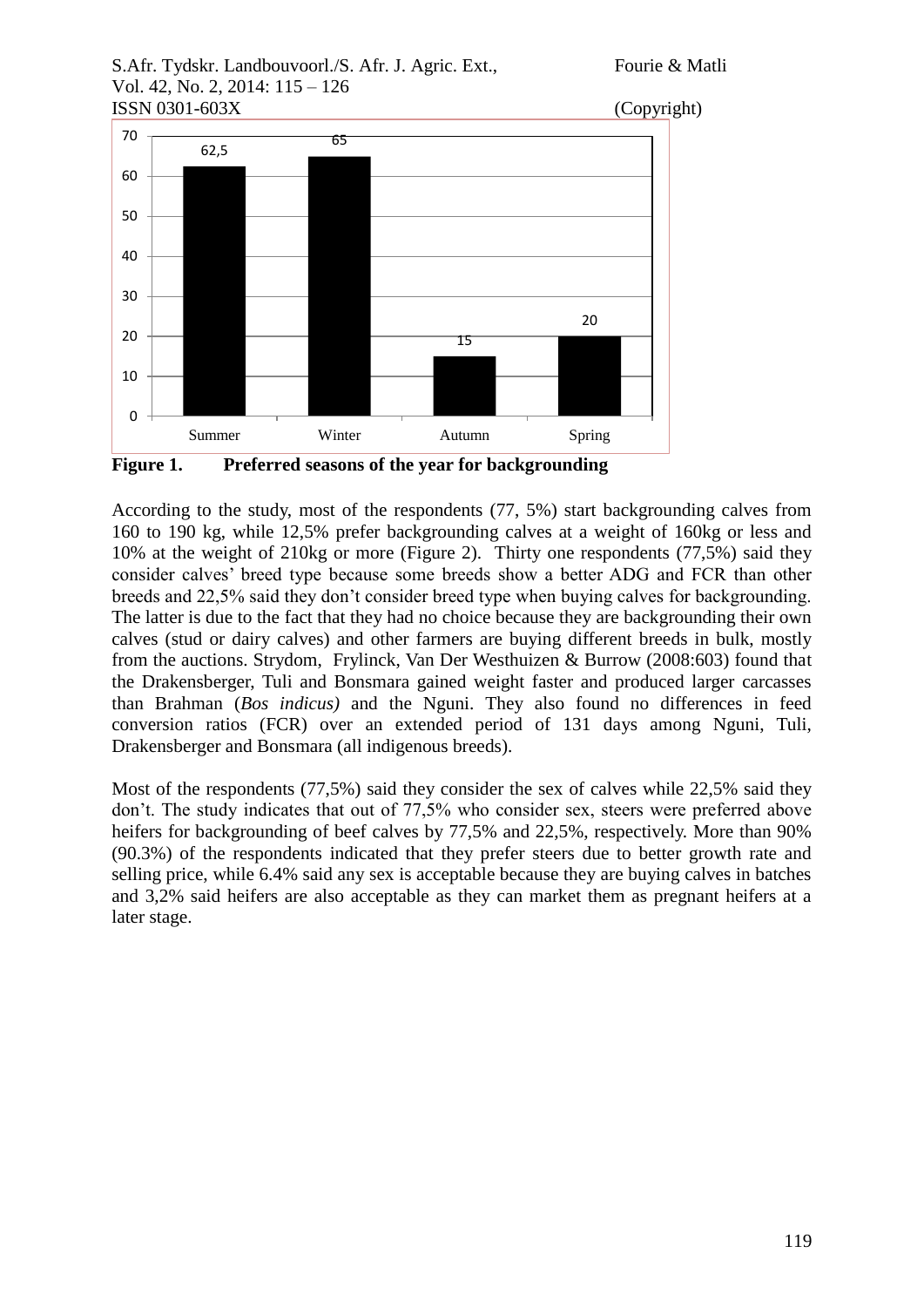| Season | Value |
| --- | --- |
| Summer | 62,5 |
| Winter | 65 |
| Autumn | 15 |
| Spring | 20 |

**Figure 1. Preferred seasons of the year for backgrounding**

According to the study, most of the respondents (77, 5%) start backgrounding calves from 160 to 190 kg, while 12,5% prefer backgrounding calves at a weight of 160kg or less and 10% at the weight of 210kg or more (Figure 2). Thirty one respondents (77,5%) said they consider calves' breed type because some breeds show a better ADG and FCR than other breeds and 22,5% said they don't consider breed type when buying calves for backgrounding. The latter is due to the fact that they had no choice because they are backgrounding their own calves (stud or dairy calves) and other farmers are buying different breeds in bulk, mostly from the auctions. Strydom, Frylinck, Van Der Westhuizen & Burrow (2008:603) found that the Drakensberger, Tuli and Bonsmara gained weight faster and produced larger carcasses than Brahman (*Bos indicus)* and the Nguni. They also found no differences in feed conversion ratios (FCR) over an extended period of 131 days among Nguni, Tuli, Drakensberger and Bonsmara (all indigenous breeds).

Most of the respondents (77,5%) said they consider the sex of calves while 22,5% said they don't. The study indicates that out of 77,5% who consider sex, steers were preferred above heifers for backgrounding of beef calves by 77,5% and 22,5%, respectively. More than 90% (90.3%) of the respondents indicated that they prefer steers due to better growth rate and selling price, while 6.4% said any sex is acceptable because they are buying calves in batches and 3,2% said heifers are also acceptable as they can market them as pregnant heifers at a later stage.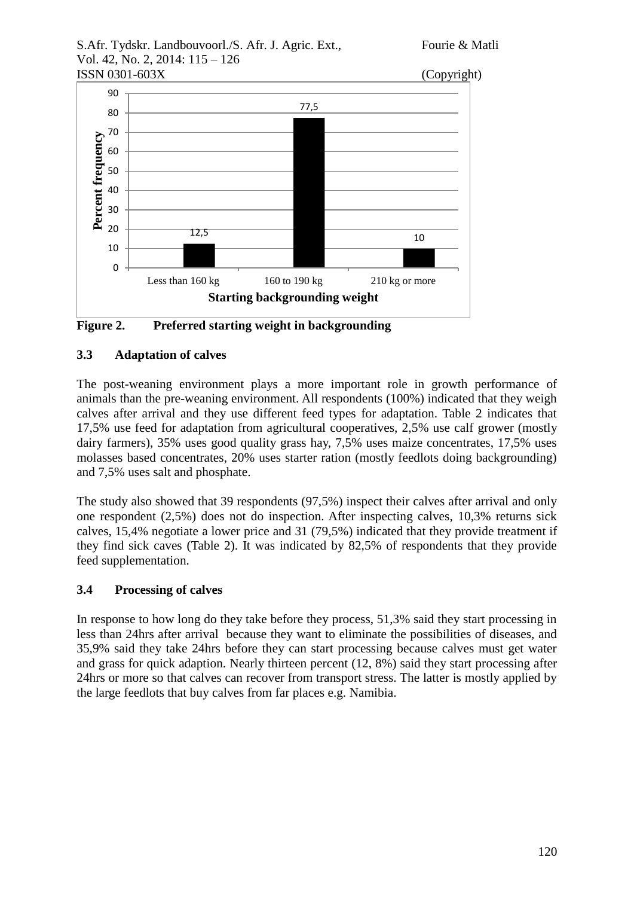**Figure 2. Preferred starting weight in backgrounding**

### 3.3 Adaptation of calves

The post-weaning environment plays a more important role in growth performance of animals than the pre-weaning environment. All respondents (100%) indicated that they weigh calves after arrival and they use different feed types for adaptation. Table 2 indicates that 17,5% use feed for adaptation from agricultural cooperatives, 2,5% use calf grower (mostly dairy farmers), 35% uses good quality grass hay, 7,5% uses maize concentrates, 17,5% uses molasses based concentrates, 20% uses starter ration (mostly feedlots doing backgrounding) and 7,5% uses salt and phosphate.

The study also showed that 39 respondents (97,5%) inspect their calves after arrival and only one respondent (2,5%) does not do inspection. After inspecting calves, 10,3% returns sick calves, 15,4% negotiate a lower price and 31 (79,5%) indicated that they provide treatment if they find sick caves (Table 2). It was indicated by 82,5% of respondents that they provide feed supplementation.

### 3.4 Processing of calves

In response to how long do they take before they process, 51,3% said they start processing in less than 24hrs after arrival because they want to eliminate the possibilities of diseases, and 35,9% said they take 24hrs before they can start processing because calves must get water and grass for quick adaption. Nearly thirteen percent (12, 8%) said they start processing after 24hrs or more so that calves can recover from transport stress. The latter is mostly applied by the large feedlots that buy calves from far places e.g. Namibia.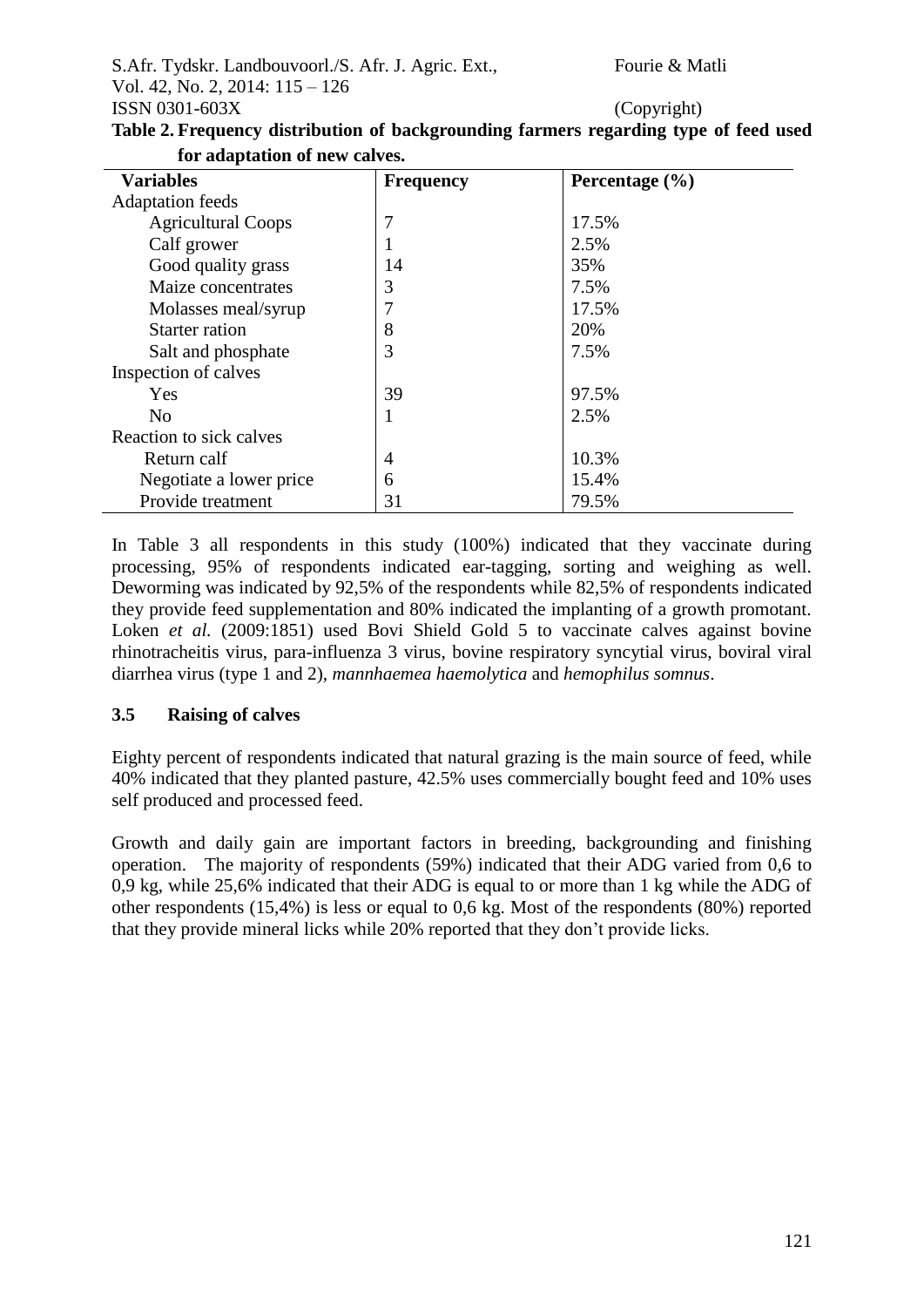**Table 2. Frequency distribution of backgrounding farmers regarding type of feed used for adaptation of new calves.**

| Variables | Frequency | Percentage (%) |
|---|---|---|
| Adaptation feeds | | |
| Agricultural Coops | 7 | 17.5% |
| Calf grower | 1 | 2.5% |
| Good quality grass | 14 | 35% |
| Maize concentrates | 3 | 7.5% |
| Molasses meal/syrup | 7 | 17.5% |
| Starter ration | 8 | 20% |
| Salt and phosphate | 3 | 7.5% |
| Inspection of calves | | |
| Yes | 39 | 97.5% |
| No | 1 | 2.5% |
| Reaction to sick calves | | |
| Return calf | 4 | 10.3% |
| Negotiate a lower price | 6 | 15.4% |
| Provide treatment | 31 | 79.5% |

In Table 3 all respondents in this study (100%) indicated that they vaccinate during processing, 95% of respondents indicated ear-tagging, sorting and weighing as well. Deworming was indicated by 92,5% of the respondents while 82,5% of respondents indicated they provide feed supplementation and 80% indicated the implanting of a growth promotant. Loken *et al.* (2009:1851) used Bovi Shield Gold 5 to vaccinate calves against bovine rhinotracheitis virus, para-influenza 3 virus, bovine respiratory syncytial virus, boviral viral diarrhea virus (type 1 and 2), *mannhaemea haemolytica* and *hemophilus somnus*.

### 3.5 Raising of calves

Eighty percent of respondents indicated that natural grazing is the main source of feed, while 40% indicated that they planted pasture, 42.5% uses commercially bought feed and 10% uses self produced and processed feed.

Growth and daily gain are important factors in breeding, backgrounding and finishing operation. The majority of respondents (59%) indicated that their ADG varied from 0,6 to 0,9 kg, while 25,6% indicated that their ADG is equal to or more than 1 kg while the ADG of other respondents (15,4%) is less or equal to 0,6 kg. Most of the respondents (80%) reported that they provide mineral licks while 20% reported that they don't provide licks.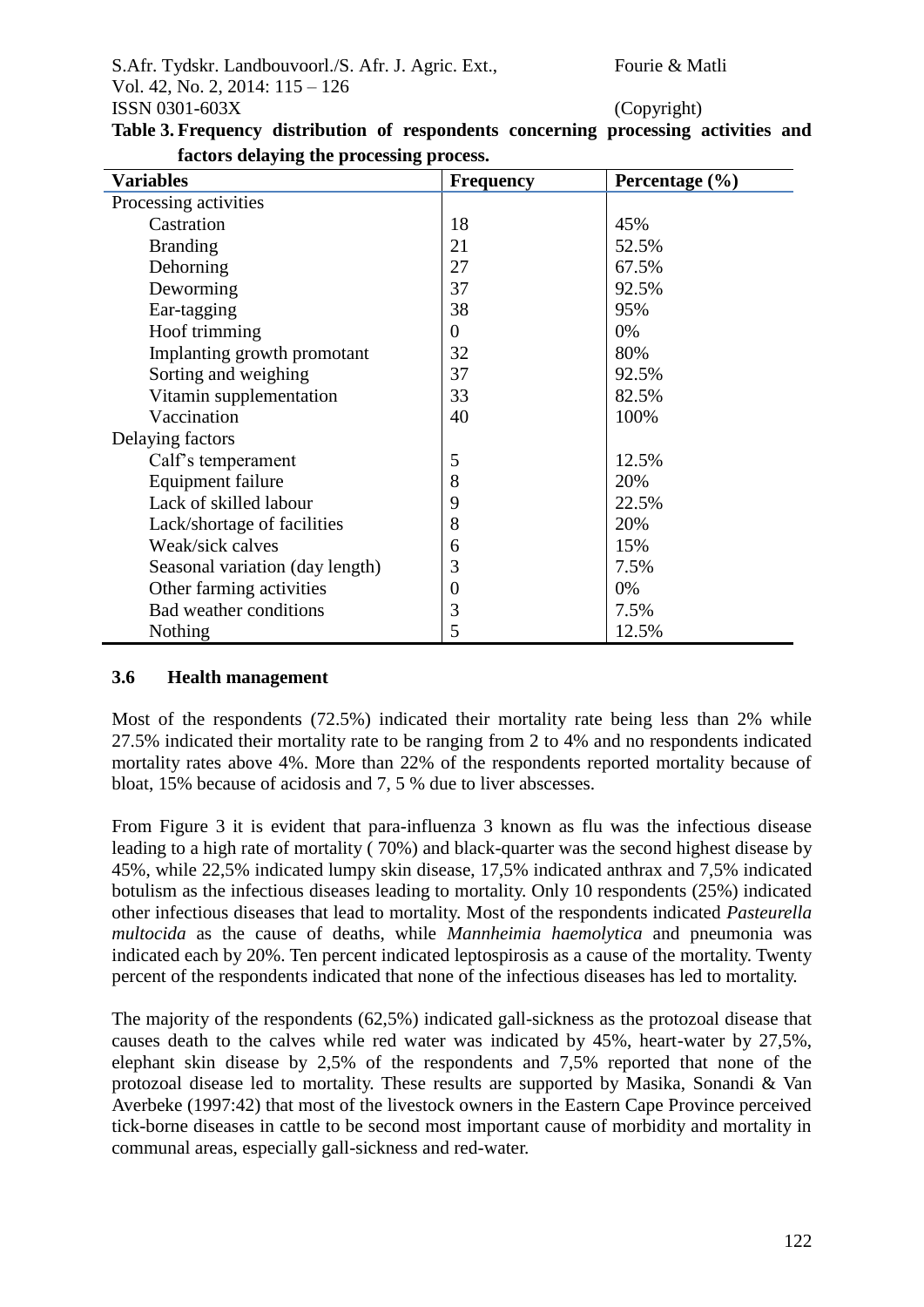**Table 3. Frequency distribution of respondents concerning processing activities and factors delaying the processing process.**

| Variables | Frequency | Percentage (%) |
|---|---|---|
| Processing activities | | |
| Castration | 18 | 45% |
| Branding | 21 | 52.5% |
| Dehorning | 27 | 67.5% |
| Deworming | 37 | 92.5% |
| Ear-tagging | 38 | 95% |
| Hoof trimming | 0 | 0% |
| Implanting growth promotant | 32 | 80% |
| Sorting and weighing | 37 | 92.5% |
| Vitamin supplementation | 33 | 82.5% |
| Vaccination | 40 | 100% |
| Delaying factors | | |
| Calf's temperament | 5 | 12.5% |
| Equipment failure | 8 | 20% |
| Lack of skilled labour | 9 | 22.5% |
| Lack/shortage of facilities | 8 | 20% |
| Weak/sick calves | 6 | 15% |
| Seasonal variation (day length) | 3 | 7.5% |
| Other farming activities | 0 | 0% |
| Bad weather conditions | 3 | 7.5% |
| Nothing | 5 | 12.5% |

### 3.6 Health management

Most of the respondents (72.5%) indicated their mortality rate being less than 2% while 27.5% indicated their mortality rate to be ranging from 2 to 4% and no respondents indicated mortality rates above 4%. More than 22% of the respondents reported mortality because of bloat, 15% because of acidosis and 7, 5 % due to liver abscesses.

From Figure 3 it is evident that para-influenza 3 known as flu was the infectious disease leading to a high rate of mortality ( 70%) and black-quarter was the second highest disease by 45%, while 22,5% indicated lumpy skin disease, 17,5% indicated anthrax and 7,5% indicated botulism as the infectious diseases leading to mortality. Only 10 respondents (25%) indicated other infectious diseases that lead to mortality. Most of the respondents indicated *Pasteurella multocida* as the cause of deaths, while *Mannheimia haemolytica* and pneumonia was indicated each by 20%. Ten percent indicated leptospirosis as a cause of the mortality. Twenty percent of the respondents indicated that none of the infectious diseases has led to mortality.

The majority of the respondents (62,5%) indicated gall-sickness as the protozoal disease that causes death to the calves while red water was indicated by 45%, heart-water by 27,5%, elephant skin disease by 2,5% of the respondents and 7,5% reported that none of the protozoal disease led to mortality. These results are supported by Masika, Sonandi & Van Averbeke (1997:42) that most of the livestock owners in the Eastern Cape Province perceived tick-borne diseases in cattle to be second most important cause of morbidity and mortality in communal areas, especially gall-sickness and red-water.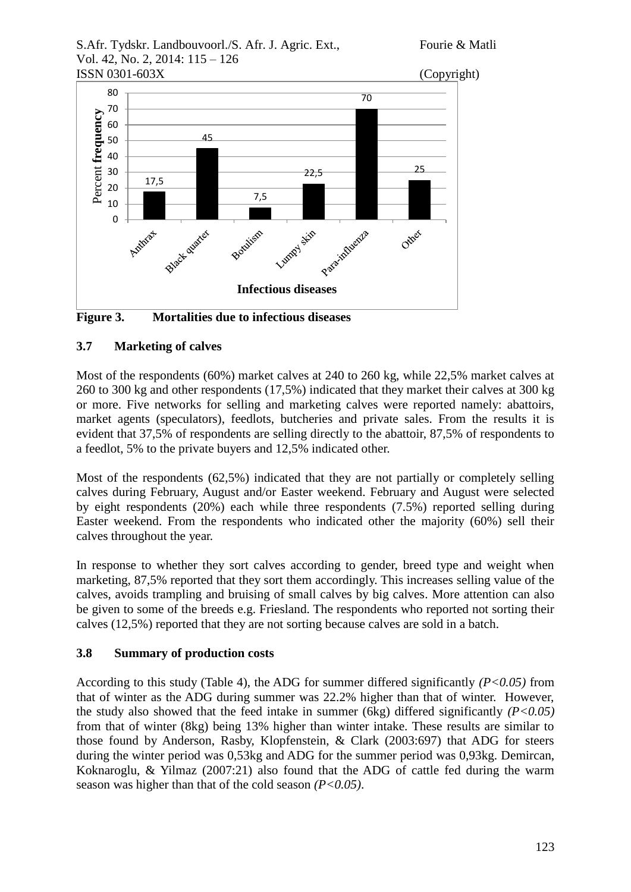**Figure 3. Mortalities due to infectious diseases**

### 3.7 Marketing of calves

Most of the respondents (60%) market calves at 240 to 260 kg, while 22,5% market calves at 260 to 300 kg and other respondents (17,5%) indicated that they market their calves at 300 kg or more. Five networks for selling and marketing calves were reported namely: abattoirs, market agents (speculators), feedlots, butcheries and private sales. From the results it is evident that 37,5% of respondents are selling directly to the abattoir, 87,5% of respondents to a feedlot, 5% to the private buyers and 12,5% indicated other.

Most of the respondents (62,5%) indicated that they are not partially or completely selling calves during February, August and/or Easter weekend. February and August were selected by eight respondents (20%) each while three respondents (7.5%) reported selling during Easter weekend. From the respondents who indicated other the majority (60%) sell their calves throughout the year.

In response to whether they sort calves according to gender, breed type and weight when marketing, 87,5% reported that they sort them accordingly. This increases selling value of the calves, avoids trampling and bruising of small calves by big calves. More attention can also be given to some of the breeds e.g. Friesland. The respondents who reported not sorting their calves (12,5%) reported that they are not sorting because calves are sold in a batch.

### 3.8 Summary of production costs

According to this study (Table 4), the ADG for summer differed significantly *($P<0.05$)* from that of winter as the ADG during summer was 22.2% higher than that of winter. However, the study also showed that the feed intake in summer (6kg) differed significantly *($P<0.05$)* from that of winter (8kg) being 13% higher than winter intake. These results are similar to those found by Anderson, Rasby, Klopfenstein, & Clark (2003:697) that ADG for steers during the winter period was 0,53kg and ADG for the summer period was 0,93kg. Demircan, Koknaroglu, & Yilmaz (2007:21) also found that the ADG of cattle fed during the warm season was higher than that of the cold season *($P<0.05$)*.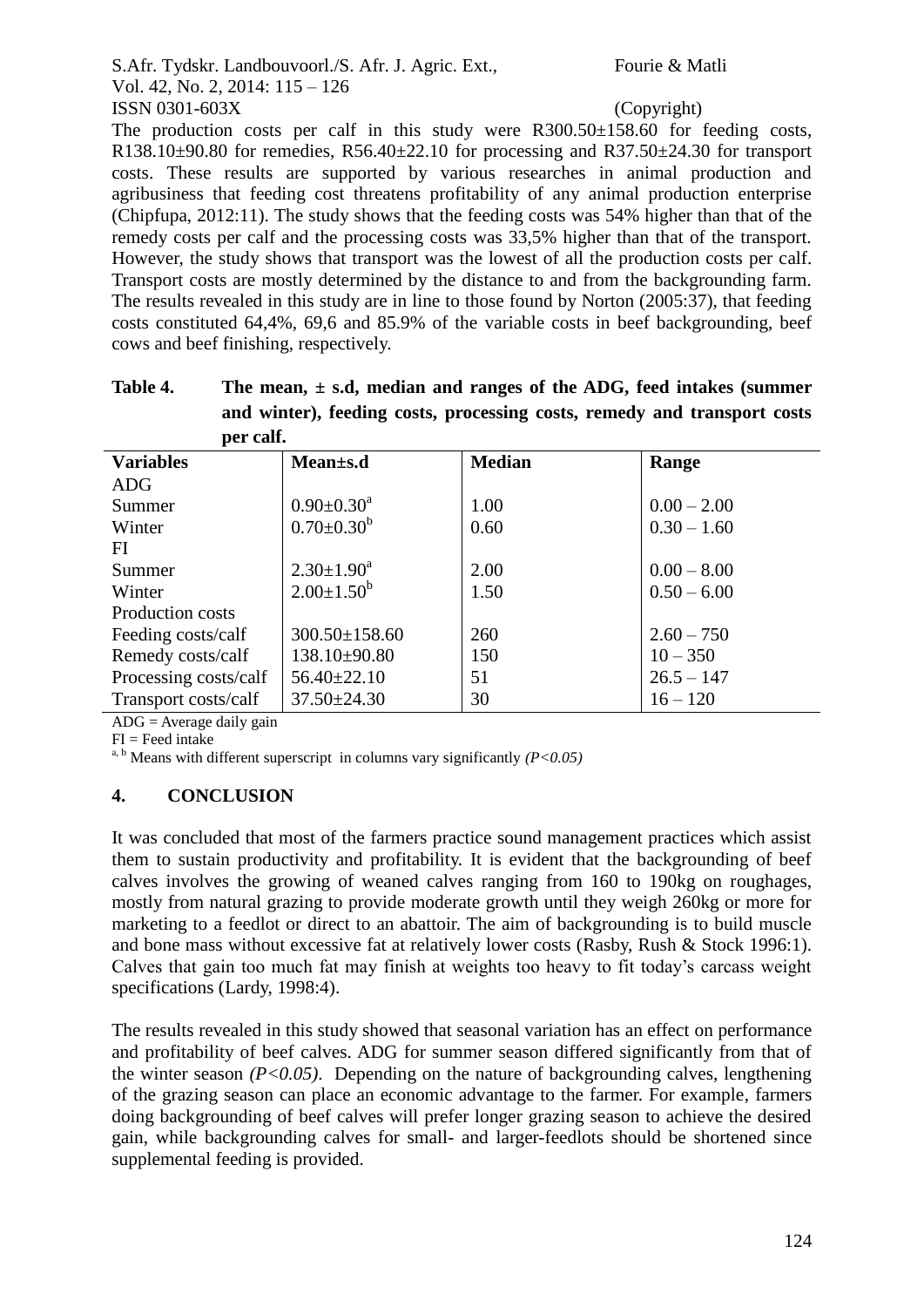The production costs per calf in this study were R300.50±158.60 for feeding costs, R138.10±90.80 for remedies, R56.40±22.10 for processing and R37.50±24.30 for transport costs. These results are supported by various researches in animal production and agribusiness that feeding cost threatens profitability of any animal production enterprise (Chipfupa, 2012:11). The study shows that the feeding costs was 54% higher than that of the remedy costs per calf and the processing costs was 33,5% higher than that of the transport. However, the study shows that transport was the lowest of all the production costs per calf. Transport costs are mostly determined by the distance to and from the backgrounding farm. The results revealed in this study are in line to those found by Norton (2005:37), that feeding costs constituted 64,4%, 69,6 and 85.9% of the variable costs in beef backgrounding, beef cows and beef finishing, respectively.

**Table 4. The mean, ± s.d, median and ranges of the ADG, feed intakes (summer and winter), feeding costs, processing costs, remedy and transport costs per calf.**

| Variables | Mean±s.d | Median | Range |
|---|---|---|---|
| ADG | | | |
| Summer | $0.90±0.30^{a}$ | 1.00 | 0.00 – 2.00 |
| Winter | $0.70±0.30^{b}$ | 0.60 | 0.30 – 1.60 |
| FI | | | |
| Summer | $2.30±1.90^{a}$ | 2.00 | 0.00 – 8.00 |
| Winter | $2.00±1.50^{b}$ | 1.50 | 0.50 – 6.00 |
| Production costs | | | |
| Feeding costs/calf | 300.50±158.60 | 260 | 2.60 – 750 |
| Remedy costs/calf | 138.10±90.80 | 150 | 10 – 350 |
| Processing costs/calf | 56.40±22.10 | 51 | 26.5 – 147 |
| Transport costs/calf | 37.50±24.30 | 30 | 16 – 120 |

ADG = Average daily gain
FI = Feed intake
[a, b] Means with different superscript in columns vary significantly *($P<0.05$)*

## 4. CONCLUSION

It was concluded that most of the farmers practice sound management practices which assist them to sustain productivity and profitability. It is evident that the backgrounding of beef calves involves the growing of weaned calves ranging from 160 to 190kg on roughages, mostly from natural grazing to provide moderate growth until they weigh 260kg or more for marketing to a feedlot or direct to an abattoir. The aim of backgrounding is to build muscle and bone mass without excessive fat at relatively lower costs (Rasby, Rush & Stock 1996:1). Calves that gain too much fat may finish at weights too heavy to fit today's carcass weight specifications (Lardy, 1998:4).

The results revealed in this study showed that seasonal variation has an effect on performance and profitability of beef calves. ADG for summer season differed significantly from that of the winter season *($P<0.05$)*. Depending on the nature of backgrounding calves, lengthening of the grazing season can place an economic advantage to the farmer. For example, farmers doing backgrounding of beef calves will prefer longer grazing season to achieve the desired gain, while backgrounding calves for small- and larger-feedlots should be shortened since supplemental feeding is provided.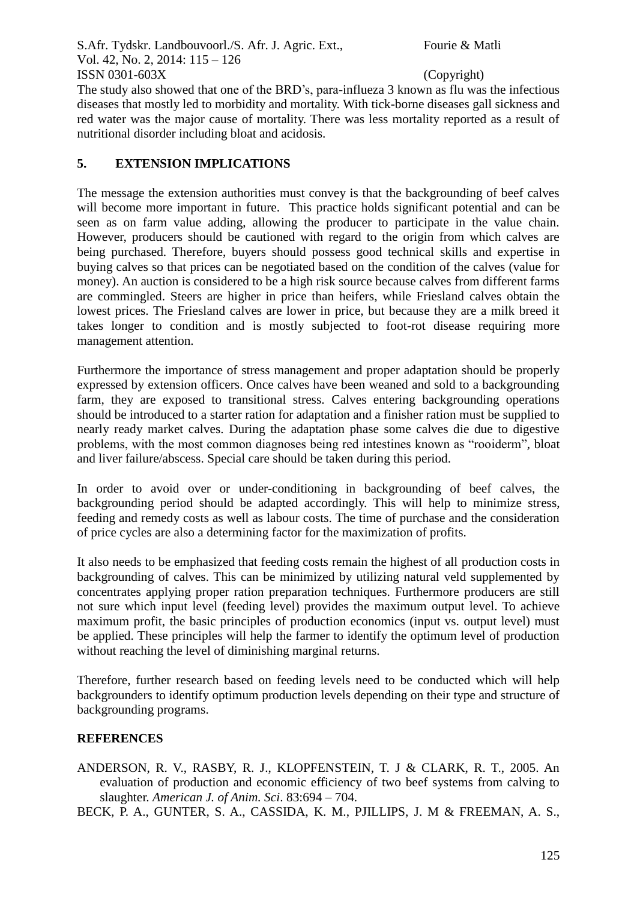The study also showed that one of the BRD's, para-influeza 3 known as flu was the infectious diseases that mostly led to morbidity and mortality. With tick-borne diseases gall sickness and red water was the major cause of mortality. There was less mortality reported as a result of nutritional disorder including bloat and acidosis.

## 5. EXTENSION IMPLICATIONS

The message the extension authorities must convey is that the backgrounding of beef calves will become more important in future. This practice holds significant potential and can be seen as on farm value adding, allowing the producer to participate in the value chain. However, producers should be cautioned with regard to the origin from which calves are being purchased. Therefore, buyers should possess good technical skills and expertise in buying calves so that prices can be negotiated based on the condition of the calves (value for money). An auction is considered to be a high risk source because calves from different farms are commingled. Steers are higher in price than heifers, while Friesland calves obtain the lowest prices. The Friesland calves are lower in price, but because they are a milk breed it takes longer to condition and is mostly subjected to foot-rot disease requiring more management attention.

Furthermore the importance of stress management and proper adaptation should be properly expressed by extension officers. Once calves have been weaned and sold to a backgrounding farm, they are exposed to transitional stress. Calves entering backgrounding operations should be introduced to a starter ration for adaptation and a finisher ration must be supplied to nearly ready market calves. During the adaptation phase some calves die due to digestive problems, with the most common diagnoses being red intestines known as "rooiderm", bloat and liver failure/abscess. Special care should be taken during this period.

In order to avoid over or under-conditioning in backgrounding of beef calves, the backgrounding period should be adapted accordingly. This will help to minimize stress, feeding and remedy costs as well as labour costs. The time of purchase and the consideration of price cycles are also a determining factor for the maximization of profits.

It also needs to be emphasized that feeding costs remain the highest of all production costs in backgrounding of calves. This can be minimized by utilizing natural veld supplemented by concentrates applying proper ration preparation techniques. Furthermore producers are still not sure which input level (feeding level) provides the maximum output level. To achieve maximum profit, the basic principles of production economics (input vs. output level) must be applied. These principles will help the farmer to identify the optimum level of production without reaching the level of diminishing marginal returns.

Therefore, further research based on feeding levels need to be conducted which will help backgrounders to identify optimum production levels depending on their type and structure of backgrounding programs.

## REFERENCES

ANDERSON, R. V., RASBY, R. J., KLOPFENSTEIN, T. J & CLARK, R. T., 2005. An evaluation of production and economic efficiency of two beef systems from calving to slaughter. *American J. of Anim. Sci*. 83:694 – 704.

BECK, P. A., GUNTER, S. A., CASSIDA, K. M., PJILLIPS, J. M & FREEMAN, A. S.,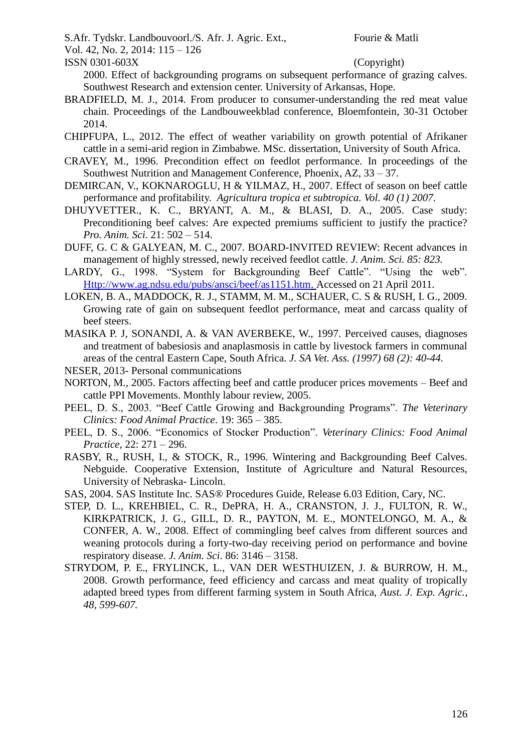2000. Effect of backgrounding programs on subsequent performance of grazing calves. Southwest Research and extension center. University of Arkansas, Hope.

BRADFIELD, M. J., 2014. From producer to consumer-understanding the red meat value chain. Proceedings of the Landbouweekblad conference, Bloemfontein, 30-31 October 2014.

CHIPFUPA, L., 2012. The effect of weather variability on growth potential of Afrikaner cattle in a semi-arid region in Zimbabwe. MSc. dissertation, University of South Africa.

CRAVEY, M., 1996. Precondition effect on feedlot performance. In proceedings of the Southwest Nutrition and Management Conference, Phoenix, AZ, 33 – 37.

DEMIRCAN, V., KOKNAROGLU, H & YILMAZ, H., 2007. Effect of season on beef cattle performance and profitability. *Agricultura tropica et subtropica. Vol. 40 (1) 2007.*

DHUYVETTER., K. C., BRYANT, A. M., & BLASI, D. A., 2005. Case study: Preconditioning beef calves: Are expected premiums sufficient to justify the practice? *Pro. Anim. Sci*. 21: 502 – 514.

DUFF, G. C & GALYEAN, M. C., 2007. BOARD-INVITED REVIEW: Recent advances in management of highly stressed, newly received feedlot cattle. *J. Anim. Sci. 85: 823.*

LARDY, G., 1998. "System for Backgrounding Beef Cattle". "Using the web". Http://www.ag.ndsu.edu/pubs/ansci/beef/as1151.htm. Accessed on 21 April 2011.

LOKEN, B. A., MADDOCK, R. J., STAMM, M. M., SCHAUER, C. S & RUSH, I. G., 2009. Growing rate of gain on subsequent feedlot performance, meat and carcass quality of beef steers.

MASIKA P. J, SONANDI, A. & VAN AVERBEKE, W., 1997. Perceived causes, diagnoses and treatment of babesiosis and anaplasmosis in cattle by livestock farmers in communal areas of the central Eastern Cape, South Africa. *J. SA Vet. Ass. (1997) 68 (2): 40-44.*

NESER, 2013- Personal communications

NORTON, M., 2005. Factors affecting beef and cattle producer prices movements – Beef and cattle PPI Movements. Monthly labour review, 2005.

PEEL, D. S., 2003. "Beef Cattle Growing and Backgrounding Programs". *The Veterinary Clinics: Food Animal Practice*. 19: 365 – 385.

PEEL, D. S., 2006. "Economics of Stocker Production". *Veterinary Clinics: Food Animal Practice*, 22: 271 – 296.

RASBY, R., RUSH, I., & STOCK, R., 1996. Wintering and Backgrounding Beef Calves. Nebguide. Cooperative Extension, Institute of Agriculture and Natural Resources, University of Nebraska- Lincoln.

SAS, 2004. SAS Institute Inc. SAS® Procedures Guide, Release 6.03 Edition, Cary, NC.

STEP, D. L., KREHBIEL, C. R., DePRA, H. A., CRANSTON, J. J., FULTON, R. W., KIRKPATRICK, J. G., GILL, D. R., PAYTON, M. E., MONTELONGO, M. A., & CONFER, A. W., 2008. Effect of commingling beef calves from different sources and weaning protocols during a forty-two-day receiving period on performance and bovine respiratory disease. *J. Anim. Sci*. 86: 3146 – 3158.

STRYDOM, P. E., FRYLINCK, L., VAN DER WESTHUIZEN, J. & BURROW, H. M., 2008. Growth performance, feed efficiency and carcass and meat quality of tropically adapted breed types from different farming system in South Africa, *Aust. J. Exp. Agric., 48, 599-607.*